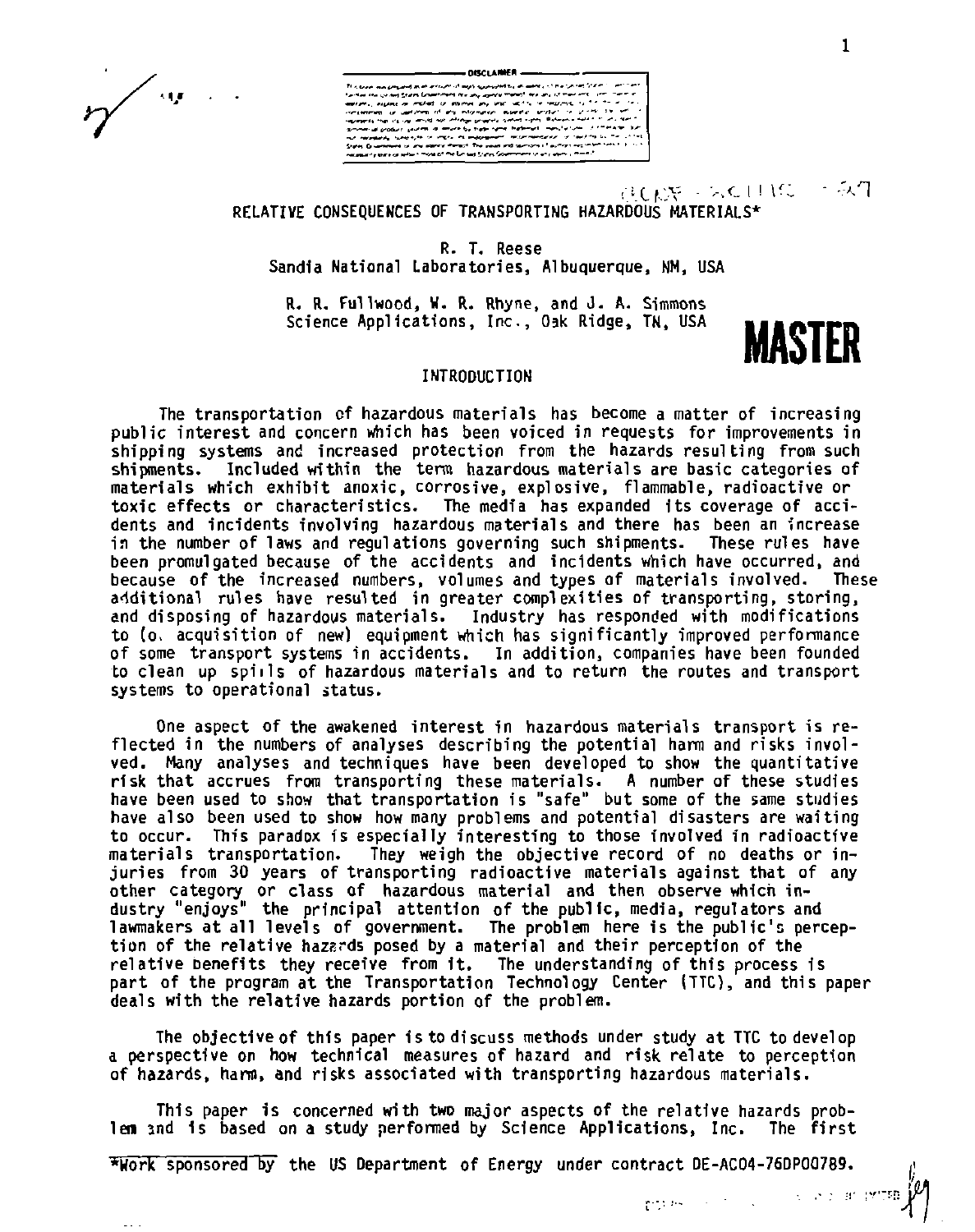# RELATIVE CONSEQUENCES OF TRANSPORTING HAZARDOUS MATERIALS*

R. T. Reese
Sandia National Laboratories, Albuquerque, NM, USA

R. R. Fullwood, W. R. Rhyne, and J. A. Simmons
Science Applications, Inc., Oak Ridge, TN, USA

## INTRODUCTION

The transportation of hazardous materials has become a matter of increasing public interest and concern which has been voiced in requests for improvements in shipping systems and increased protection from the hazards resulting from such shipments. Included within the term hazardous materials are basic categories of materials which exhibit anoxic, corrosive, explosive, flammable, radioactive or toxic effects or characteristics. The media has expanded its coverage of accidents and incidents involving hazardous materials and there has been an increase in the number of laws and regulations governing such shipments. These rules have been promulgated because of the accidents and incidents which have occurred, and because of the increased numbers, volumes and types of materials involved. These additional rules have resulted in greater complexities of transporting, storing, and disposing of hazardous materials. Industry has responded with modifications to (or acquisition of new) equipment which has significantly improved performance of some transport systems in accidents. In addition, companies have been founded to clean up spills of hazardous materials and to return the routes and transport systems to operational status.

One aspect of the awakened interest in hazardous materials transport is reflected in the numbers of analyses describing the potential harm and risks involved. Many analyses and techniques have been developed to show the quantitative risk that accrues from transporting these materials. A number of these studies have been used to show that transportation is "safe" but some of the same studies have also been used to show how many problems and potential disasters are waiting to occur. This paradox is especially interesting to those involved in radioactive materials transportation. They weigh the objective record of no deaths or injuries from 30 years of transporting radioactive materials against that of any other category or class of hazardous material and then observe which industry "enjoys" the principal attention of the public, media, regulators and lawmakers at all levels of government. The problem here is the public's perception of the relative hazards posed by a material and their perception of the relative benefits they receive from it. The understanding of this process is part of the program at the Transportation Technology Center (TTC), and this paper deals with the relative hazards portion of the problem.

The objective of this paper is to discuss methods under study at TTC to develop a perspective on how technical measures of hazard and risk relate to perception of hazards, harm, and risks associated with transporting hazardous materials.

This paper is concerned with two major aspects of the relative hazards problem and is based on a study performed by Science Applications, Inc. The first

*Work sponsored by the US Department of Energy under contract DE-AC04-76DP00789.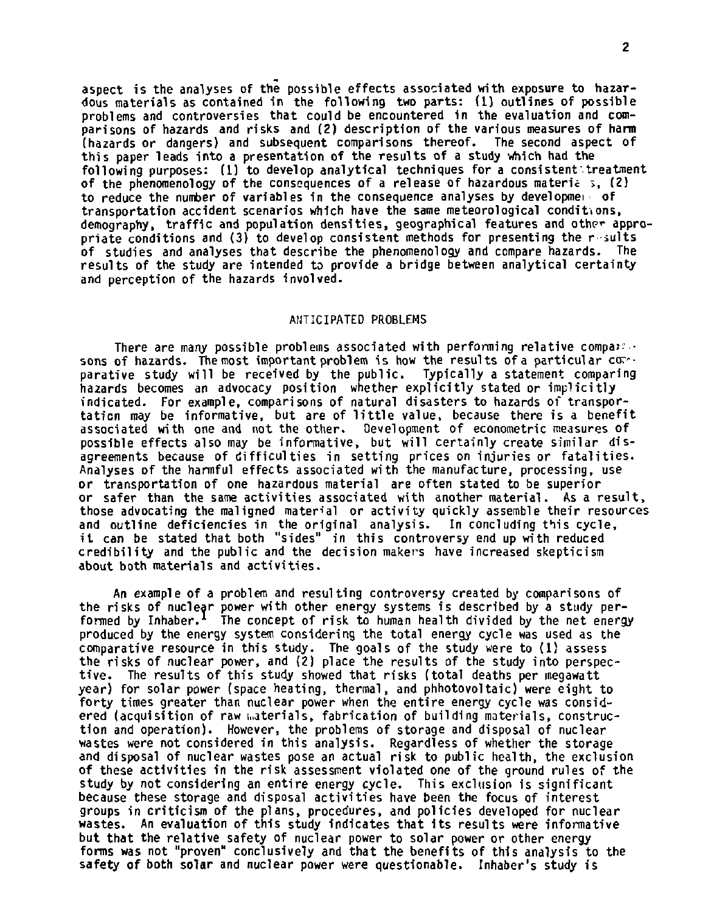aspect is the analyses of the possible effects associated with exposure to hazardous materials as contained in the following two parts: (1) outlines of possible problems and controversies that could be encountered in the evaluation and comparisons of hazards and risks and (2) description of the various measures of harm (hazards or dangers) and subsequent comparisons thereof. The second aspect of this paper leads into a presentation of the results of a study which had the following purposes: (1) to develop analytical techniques for a consistent treatment of the phenomenology of the consequences of a release of hazardous materials, (2) to reduce the number of variables in the consequence analyses by development of transportation accident scenarios which have the same meteorological conditions, demography, traffic and population densities, geographical features and other appropriate conditions and (3) to develop consistent methods for presenting the results of studies and analyses that describe the phenomenology and compare hazards. The results of the study are intended to provide a bridge between analytical certainty and perception of the hazards involved.

## ANTICIPATED PROBLEMS

There are many possible problems associated with performing relative comparisons of hazards. The most important problem is how the results of a particular comparative study will be received by the public. Typically a statement comparing hazards becomes an advocacy position whether explicitly stated or implicitly indicated. For example, comparisons of natural disasters to hazards of transportation may be informative, but are of little value, because there is a benefit associated with one and not the other. Development of econometric measures of possible effects also may be informative, but will certainly create similar disagreements because of difficulties in setting prices on injuries or fatalities. Analyses of the harmful effects associated with the manufacture, processing, use or transportation of one hazardous material are often stated to be superior or safer than the same activities associated with another material. As a result, those advocating the maligned material or activity quickly assemble their resources and outline deficiencies in the original analysis. In concluding this cycle, it can be stated that both "sides" in this controversy end up with reduced credibility and the public and the decision makers have increased skepticism about both materials and activities.

An example of a problem and resulting controversy created by comparisons of the risks of nuclear power with other energy systems is described by a study performed by Inhaber.[1] The concept of risk to human health divided by the net energy produced by the energy system considering the total energy cycle was used as the comparative resource in this study. The goals of the study were to (1) assess the risks of nuclear power, and (2) place the results of the study into perspective. The results of this study showed that risks (total deaths per megawatt year) for solar power (space heating, thermal, and phhotovoltaic) were eight to forty times greater than nuclear power when the entire energy cycle was considered (acquisition of raw materials, fabrication of building materials, construction and operation). However, the problems of storage and disposal of nuclear wastes were not considered in this analysis. Regardless of whether the storage and disposal of nuclear wastes pose an actual risk to public health, the exclusion of these activities in the risk assessment violated one of the ground rules of the study by not considering an entire energy cycle. This exclusion is significant because these storage and disposal activities have been the focus of interest groups in criticism of the plans, procedures, and policies developed for nuclear wastes. An evaluation of this study indicates that its results were informative but that the relative safety of nuclear power to solar power or other energy forms was not "proven" conclusively and that the benefits of this analysis to the safety of both solar and nuclear power were questionable. Inhaber's study is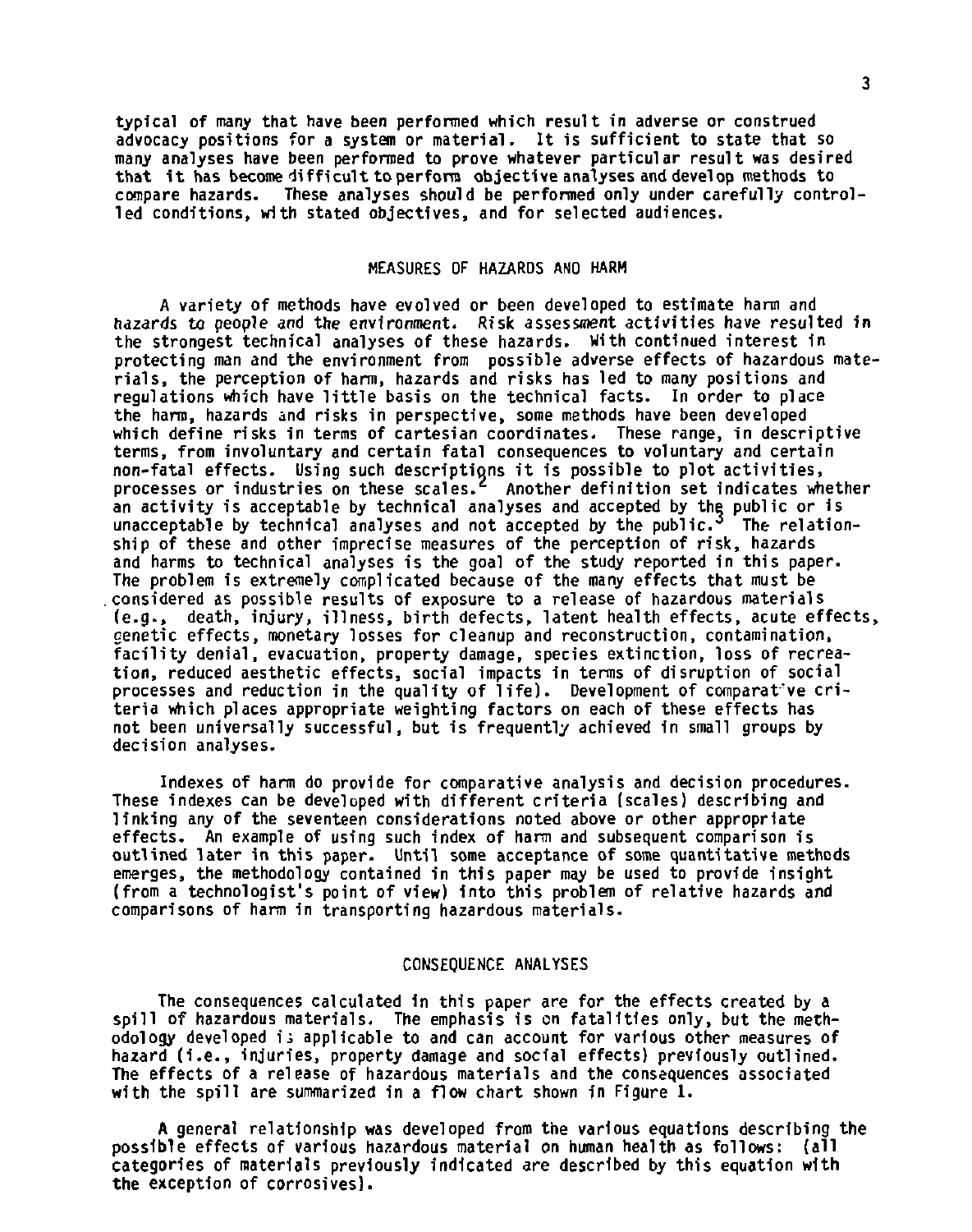typical of many that have been performed which result in adverse or construed advocacy positions for a system or material. It is sufficient to state that so many analyses have been performed to prove whatever particular result was desired that it has become difficult to perform objective analyses and develop methods to compare hazards. These analyses should be performed only under carefully controlled conditions, with stated objectives, and for selected audiences.

## MEASURES OF HAZARDS AND HARM

A variety of methods have evolved or been developed to estimate harm and hazards to people and the environment. Risk assessment activities have resulted in the strongest technical analyses of these hazards. With continued interest in protecting man and the environment from possible adverse effects of hazardous materials, the perception of harm, hazards and risks has led to many positions and regulations which have little basis on the technical facts. In order to place the harm, hazards and risks in perspective, some methods have been developed which define risks in terms of cartesian coordinates. These range, in descriptive terms, from involuntary and certain fatal consequences to voluntary and certain non-fatal effects. Using such descriptions it is possible to plot activities, processes or industries on these scales.[2] Another definition set indicates whether an activity is acceptable by technical analyses and accepted by the public or is unacceptable by technical analyses and not accepted by the public.[3] The relationship of these and other imprecise measures of the perception of risk, hazards and harms to technical analyses is the goal of the study reported in this paper. The problem is extremely complicated because of the many effects that must be considered as possible results of exposure to a release of hazardous materials (e.g., death, injury, illness, birth defects, latent health effects, acute effects, genetic effects, monetary losses for cleanup and reconstruction, contamination, facility denial, evacuation, property damage, species extinction, loss of recreation, reduced aesthetic effects, social impacts in terms of disruption of social processes and reduction in the quality of life). Development of comparative criteria which places appropriate weighting factors on each of these effects has not been universally successful, but is frequently achieved in small groups by decision analyses.

Indexes of harm do provide for comparative analysis and decision procedures. These indexes can be developed with different criteria (scales) describing and linking any of the seventeen considerations noted above or other appropriate effects. An example of using such index of harm and subsequent comparison is outlined later in this paper. Until some acceptance of some quantitative methods emerges, the methodology contained in this paper may be used to provide insight (from a technologist's point of view) into this problem of relative hazards and comparisons of harm in transporting hazardous materials.

## CONSEQUENCE ANALYSES

The consequences calculated in this paper are for the effects created by a spill of hazardous materials. The emphasis is on fatalities only, but the methodology developed is applicable to and can account for various other measures of hazard (i.e., injuries, property damage and social effects) previously outlined. The effects of a release of hazardous materials and the consequences associated with the spill are summarized in a flow chart shown in Figure 1.

A general relationship was developed from the various equations describing the possible effects of various hazardous material on human health as follows: (all categories of materials previously indicated are described by this equation with the exception of corrosives).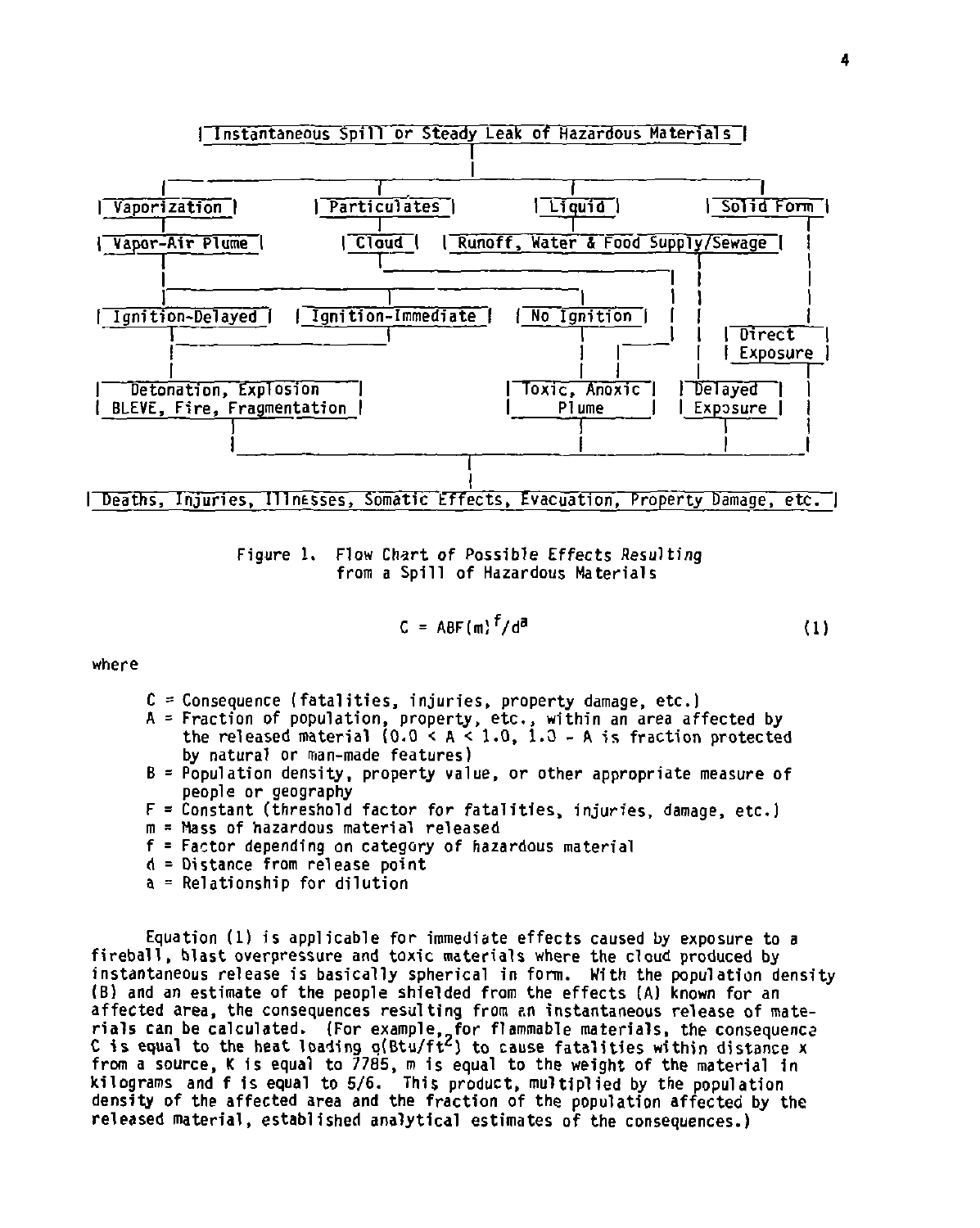```
| Instantaneous Spill or Steady Leak of Hazardous Materials |
                              |
   ------------------------------------------------------------------
   |                    |                     |                     |
| Vaporization |   | Particulates |      | Liquid |          | Solid Form |
   |                    |                     |                     |
| Vapor-Air Plume |  | Cloud |  | Runoff, Water & Food Supply/Sewage |  |
   |                                                                |
| Ignition-Delayed |  | Ignition-Immediate |  | No Ignition |      | Direct   |
                                                                  | Exposure |
| Detonation, Explosion       |        | Toxic, Anoxic |  | Delayed  |
| BLEVE, Fire, Fragmentation  |        |     Plume     |  | Exposure |
   |                                           |                |         |
   --------------------------------------------------------------------
                              |
| Deaths, Injuries, Illnesses, Somatic Effects, Evacuation, Property Damage, etc. |
```

Figure 1. Flow Chart of Possible Effects Resulting from a Spill of Hazardous Materials

$$C = ABF(m)^f/d^a \tag{1}$$

where

- $C$ = Consequence (fatalities, injuries, property damage, etc.)
- $A$ = Fraction of population, property, etc., within an area affected by the released material ($0.0 < A < 1.0$, $1.0 - A$ is fraction protected by natural or man-made features)
- $B$ = Population density, property value, or other appropriate measure of people or geography
- $F$ = Constant (threshold factor for fatalities, injuries, damage, etc.)
- $m$ = Mass of hazardous material released
- $f$ = Factor depending on category of hazardous material
- $d$ = Distance from release point
- $a$ = Relationship for dilution

Equation (1) is applicable for immediate effects caused by exposure to a fireball, blast overpressure and toxic materials where the cloud produced by instantaneous release is basically spherical in form. With the population density (B) and an estimate of the people shielded from the effects (A) known for an affected area, the consequences resulting from an instantaneous release of materials can be calculated. (For example, for flammable materials, the consequence C is equal to the heat loading q(Btu/ft$^2$) to cause fatalities within distance x from a source, K is equal to 7785, m is equal to the weight of the material in kilograms and f is equal to 5/6. This product, multiplied by the population density of the affected area and the fraction of the population affected by the released material, established analytical estimates of the consequences.)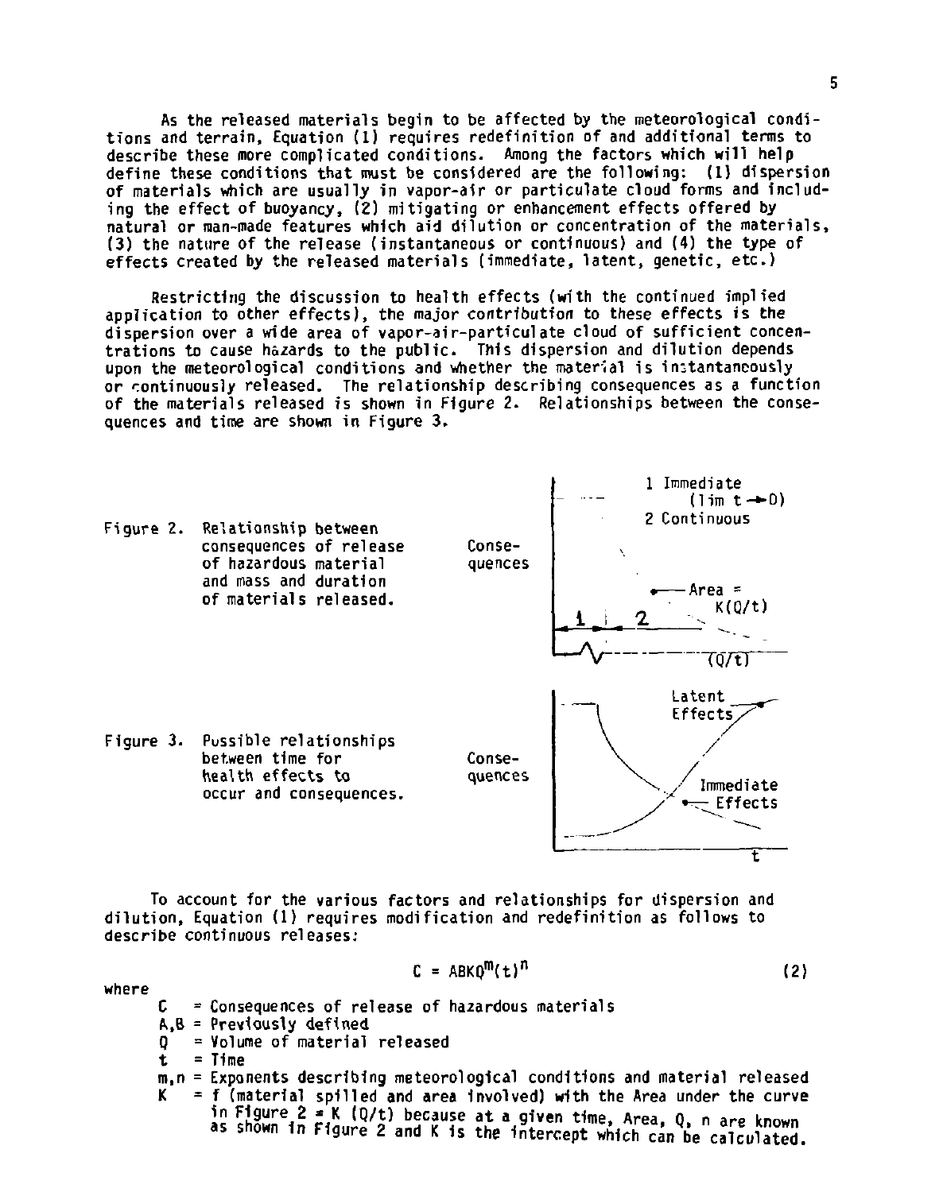As the released materials begin to be affected by the meteorological conditions and terrain, Equation (1) requires redefinition of and additional terms to describe these more complicated conditions. Among the factors which will help define these conditions that must be considered are the following: (1) dispersion of materials which are usually in vapor-air or particulate cloud forms and including the effect of buoyancy, (2) mitigating or enhancement effects offered by natural or man-made features which aid dilution or concentration of the materials, (3) the nature of the release (instantaneous or continuous) and (4) the type of effects created by the released materials (immediate, latent, genetic, etc.)

Restricting the discussion to health effects (with the continued implied application to other effects), the major contribution to these effects is the dispersion over a wide area of vapor-air-particulate cloud of sufficient concentrations to cause hazards to the public. This dispersion and dilution depends upon the meteorological conditions and whether the material is instantaneously or continuously released. The relationship describing consequences as a function of the materials released is shown in Figure 2. Relationships between the consequences and time are shown in Figure 3.

Figure 2. Relationship between consequences of release of hazardous material and mass and duration of materials released.

Figure 3. Possible relationships between time for health effects to occur and consequences.

To account for the various factors and relationships for dispersion and dilution, Equation (1) requires modification and redefinition as follows to describe continuous releases:

$$C = ABKQ^{m}(t)^{n} \tag{2}$$

where

- $C$ = Consequences of release of hazardous materials
- $A, B$ = Previously defined
- $Q$ = Volume of material released
- $t$ = Time
- $m, n$ = Exponents describing meteorological conditions and material released
- $K$ = f (material spilled and area involved) with the Area under the curve in Figure 2 = $K\,(Q/t)$ because at a given time, Area, $Q$, $n$ are known as shown in Figure 2 and $K$ is the intercept which can be calculated.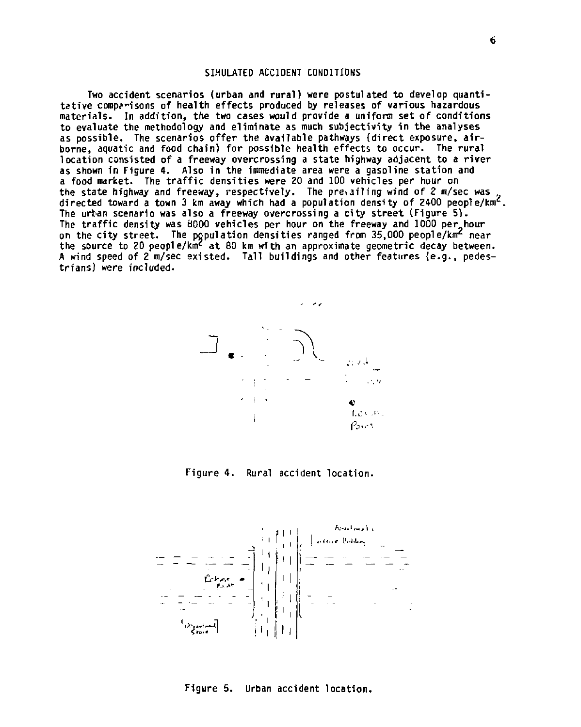## SIMULATED ACCIDENT CONDITIONS

Two accident scenarios (urban and rural) were postulated to develop quantitative comparisons of health effects produced by releases of various hazardous materials. In addition, the two cases would provide a uniform set of conditions to evaluate the methodology and eliminate as much subjectivity in the analyses as possible. The scenarios offer the available pathways (direct exposure, airborne, aquatic and food chain) for possible health effects to occur. The rural location consisted of a freeway overcrossing a state highway adjacent to a river as shown in Figure 4. Also in the immediate area were a gasoline station and a food market. The traffic densities were 20 and 100 vehicles per hour on the state highway and freeway, respectively. The prevailing wind of 2 m/sec was directed toward a town 3 km away which had a population density of 2400 people/km$^2$. The urban scenario was also a freeway overcrossing a city street (Figure 5). The traffic density was 8000 vehicles per hour on the freeway and 1000 per hour on the city street. The population densities ranged from 35,000 people/km$^2$ near the source to 20 people/km$^2$ at 80 km with an approximate geometric decay between. A wind speed of 2 m/sec existed. Tall buildings and other features (e.g., pedestrians) were included.

Figure 4. Rural accident location.

Figure 5. Urban accident location.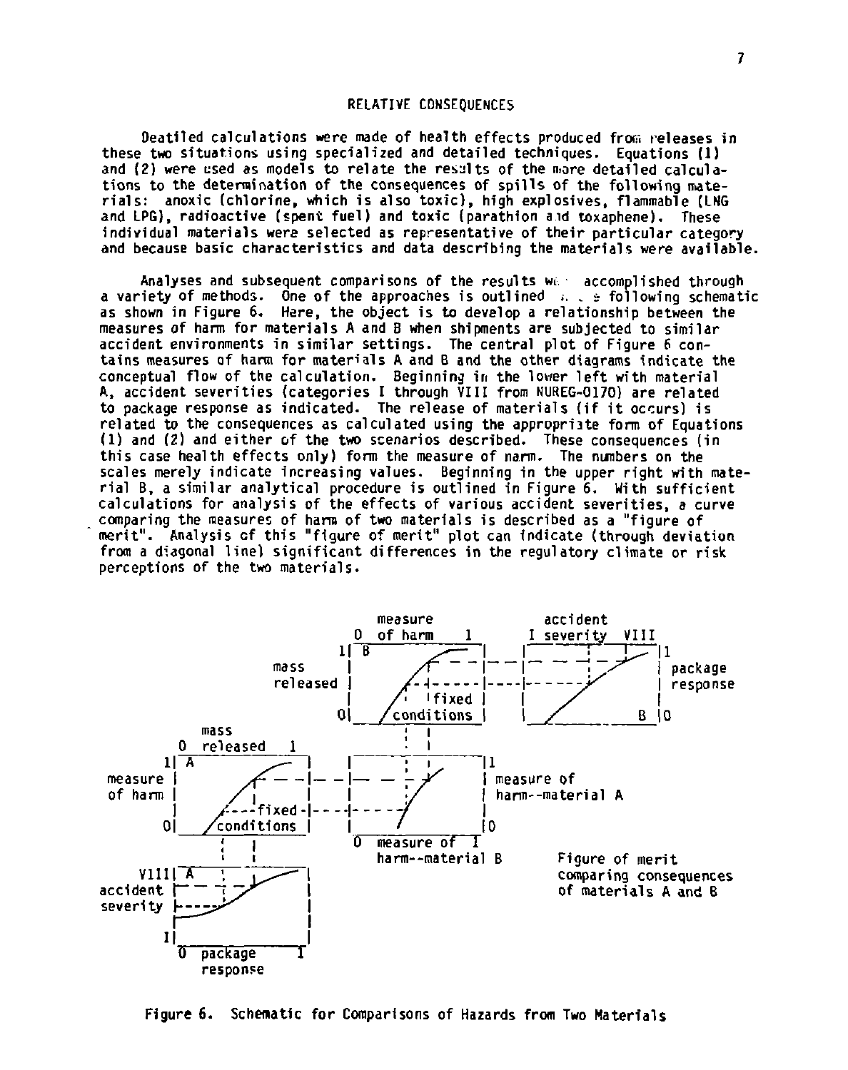## RELATIVE CONSEQUENCES

Deatiled calculations were made of health effects produced from releases in these two situations using specialized and detailed techniques. Equations (1) and (2) were used as models to relate the results of the more detailed calculations to the determination of the consequences of spills of the following materials: anoxic (chlorine, which is also toxic), high explosives, flammable (LNG and LPG), radioactive (spent fuel) and toxic (parathion and toxaphene). These individual materials were selected as representative of their particular category and because basic characteristics and data describing the materials were available.

Analyses and subsequent comparisons of the results were accomplished through a variety of methods. One of the approaches is outlined in the following schematic as shown in Figure 6. Here, the object is to develop a relationship between the measures of harm for materials A and B when shipments are subjected to similar accident environments in similar settings. The central plot of Figure 6 contains measures of harm for materials A and B and the other diagrams indicate the conceptual flow of the calculation. Beginning in the lower left with material A, accident severities (categories I through VIII from NUREG-0170) are related to package response as indicated. The release of materials (if it occurs) is related to the consequences as calculated using the appropriate form of Equations (1) and (2) and either of the two scenarios described. These consequences (in this case health effects only) form the measure of harm. The numbers on the scales merely indicate increasing values. Beginning in the upper right with material B, a similar analytical procedure is outlined in Figure 6. With sufficient calculations for analysis of the effects of various accident severities, a curve comparing the measures of harm of two materials is described as a "figure of merit". Analysis of this "figure of merit" plot can indicate (through deviation from a diagonal line) significant differences in the regulatory climate or risk perceptions of the two materials.

Figure of merit comparing consequences of materials A and B

Figure 6. Schematic for Comparisons of Hazards from Two Materials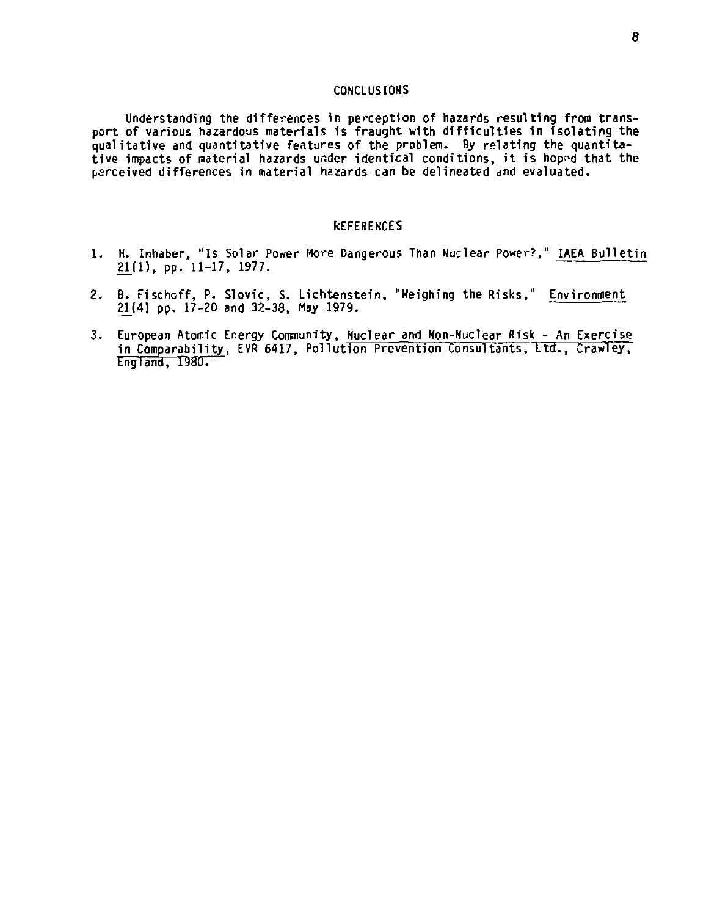## CONCLUSIONS

Understanding the differences in perception of hazards resulting from transport of various hazardous materials is fraught with difficulties in isolating the qualitative and quantitative features of the problem. By relating the quantitative impacts of material hazards under identical conditions, it is hoped that the perceived differences in material hazards can be delineated and evaluated.

## REFERENCES

1. H. Inhaber, "Is Solar Power More Dangerous Than Nuclear Power?," IAEA Bulletin 21(1), pp. 11-17, 1977.

2. B. Fischoff, P. Slovic, S. Lichtenstein, "Weighing the Risks," Environment 21(4) pp. 17-20 and 32-38, May 1979.

3. European Atomic Energy Community, Nuclear and Non-Nuclear Risk - An Exercise in Comparability, EVR 6417, Pollution Prevention Consultants, Ltd., Crawley, England, 1980.